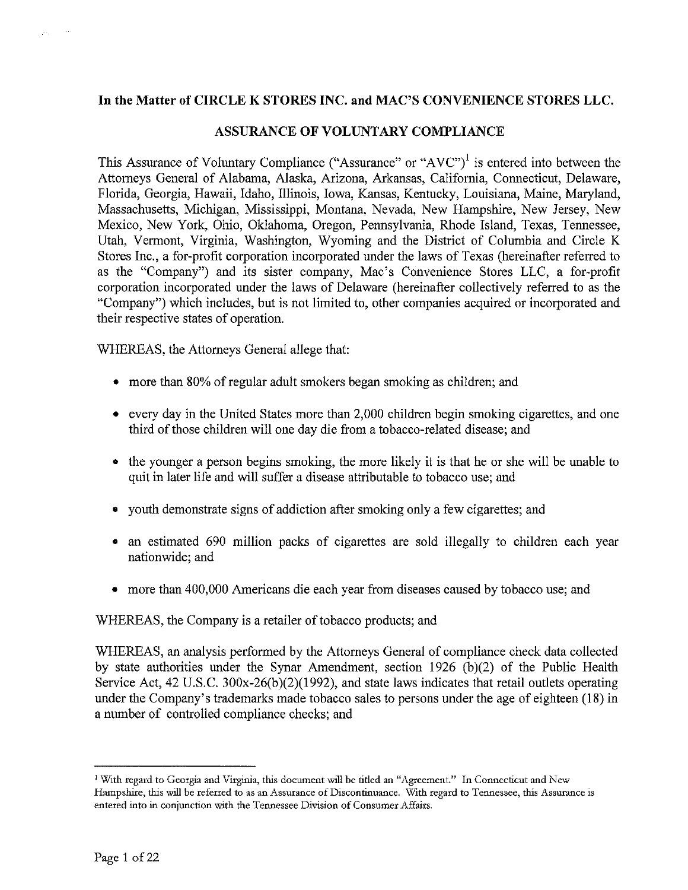**In the Matter of CIRCLE K STORES INC. and MAC'S CONVENIENCE STORES LLC.**

**ASSURANCE OF VOLUNTARY COMPLIANCE**

This Assurance of Voluntary Compliance ("Assurance" or "AVC")[1] is entered into between the Attorneys General of Alabama, Alaska, Arizona, Arkansas, California, Connecticut, Delaware, Florida, Georgia, Hawaii, Idaho, Illinois, Iowa, Kansas, Kentucky, Louisiana, Maine, Maryland, Massachusetts, Michigan, Mississippi, Montana, Nevada, New Hampshire, New Jersey, New Mexico, New York, Ohio, Oklahoma, Oregon, Pennsylvania, Rhode Island, Texas, Tennessee, Utah, Vermont, Virginia, Washington, Wyoming and the District of Columbia and Circle K Stores Inc., a for-profit corporation incorporated under the laws of Texas (hereinafter referred to as the "Company") and its sister company, Mac's Convenience Stores LLC, a for-profit corporation incorporated under the laws of Delaware (hereinafter collectively referred to as the "Company") which includes, but is not limited to, other companies acquired or incorporated and their respective states of operation.

WHEREAS, the Attorneys General allege that:

- more than 80% of regular adult smokers began smoking as children; and
- every day in the United States more than 2,000 children begin smoking cigarettes, and one third of those children will one day die from a tobacco-related disease; and
- the younger a person begins smoking, the more likely it is that he or she will be unable to quit in later life and will suffer a disease attributable to tobacco use; and
- youth demonstrate signs of addiction after smoking only a few cigarettes; and
- an estimated 690 million packs of cigarettes are sold illegally to children each year nationwide; and
- more than 400,000 Americans die each year from diseases caused by tobacco use; and

WHEREAS, the Company is a retailer of tobacco products; and

WHEREAS, an analysis performed by the Attorneys General of compliance check data collected by state authorities under the Synar Amendment, section 1926 (b)(2) of the Public Health Service Act, 42 U.S.C. 300x-26(b)(2)(1992), and state laws indicates that retail outlets operating under the Company's trademarks made tobacco sales to persons under the age of eighteen (18) in a number of controlled compliance checks; and

[1] With regard to Georgia and Virginia, this document will be titled an "Agreement." In Connecticut and New Hampshire, this will be referred to as an Assurance of Discontinuance. With regard to Tennessee, this Assurance is entered into in conjunction with the Tennessee Division of Consumer Affairs.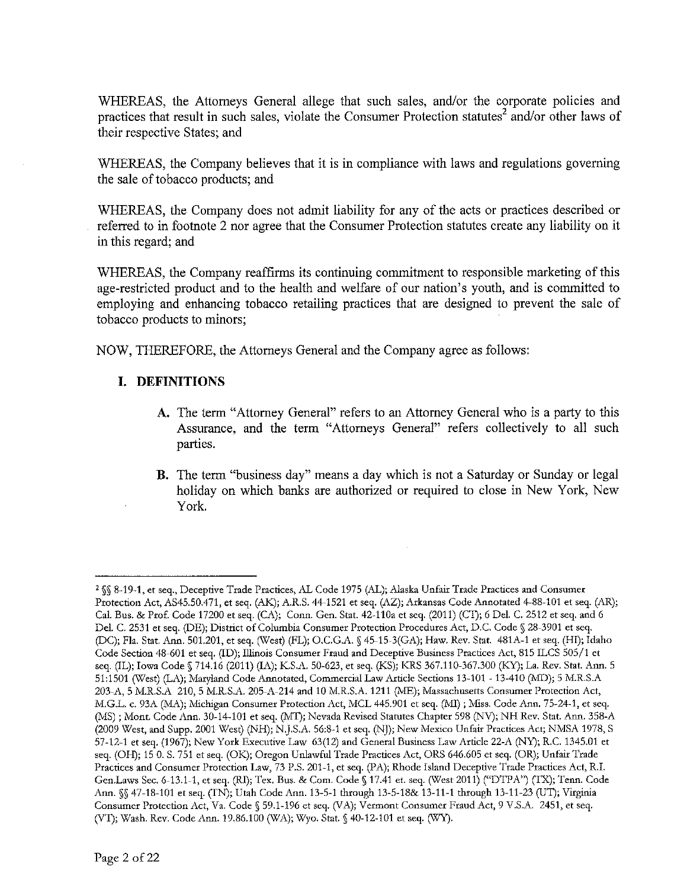WHEREAS, the Attorneys General allege that such sales, and/or the corporate policies and practices that result in such sales, violate the Consumer Protection statutes[2] and/or other laws of their respective States; and

WHEREAS, the Company believes that it is in compliance with laws and regulations governing the sale of tobacco products; and

WHEREAS, the Company does not admit liability for any of the acts or practices described or referred to in footnote 2 nor agree that the Consumer Protection statutes create any liability on it in this regard; and

WHEREAS, the Company reaffirms its continuing commitment to responsible marketing of this age-restricted product and to the health and welfare of our nation's youth, and is committed to employing and enhancing tobacco retailing practices that are designed to prevent the sale of tobacco products to minors;

NOW, THEREFORE, the Attorneys General and the Company agree as follows:

## I. DEFINITIONS

**A.** The term "Attorney General" refers to an Attorney General who is a party to this Assurance, and the term "Attorneys General" refers collectively to all such parties.

**B.** The term "business day" means a day which is not a Saturday or Sunday or legal holiday on which banks are authorized or required to close in New York, New York.

---

[2] §§ 8-19-1, et seq., Deceptive Trade Practices, AL Code 1975 (AL); Alaska Unfair Trade Practices and Consumer Protection Act, AS45.50.471, et seq. (AK); A.R.S. 44-1521 et seq. (AZ); Arkansas Code Annotated 4-88-101 et seq. (AR); Cal. Bus. & Prof. Code 17200 et seq. (CA); Conn. Gen. Stat. 42-110a et seq. (2011) (CT); 6 Del. C. 2512 et seq. and 6 Del. C. 2531 et seq. (DE); District of Columbia Consumer Protection Procedures Act, D.C. Code § 28-3901 et seq. (DC); Fla. Stat. Ann. 501.201, et seq. (West) (FL); O.C.G.A. § 45-15-3(GA); Haw. Rev. Stat. 481A-1 et seq. (HI); Idaho Code Section 48-601 et seq. (ID); Illinois Consumer Fraud and Deceptive Business Practices Act, 815 ILCS 505/1 et seq. (IL); Iowa Code § 714.16 (2011) (IA); K.S.A. 50-623, et seq. (KS); KRS 367.110-367.300 (KY); La. Rev. Stat. Ann. 5 51:1501 (West) (LA); Maryland Code Annotated, Commercial Law Article Sections 13-101 - 13-410 (MD); 5 M.R.S.A 203-A, 5 M.R.S.A 210, 5 M.R.S.A. 205-A-214 and 10 M.R.S.A. 1211 (ME); Massachusetts Consumer Protection Act, M.G.L. c. 93A (MA); Michigan Consumer Protection Act, MCL 445.901 et seq. (MI) ; Miss. Code Ann. 75-24-1, et seq. (MS) ; Mont. Code Ann. 30-14-101 et seq. (MT); Nevada Revised Statutes Chapter 598 (NV); NH Rev. Stat. Ann. 358-A (2009 West, and Supp. 2001 West) (NH); N.J.S.A. 56:8-1 et seq. (NJ); New Mexico Unfair Practices Act; NMSA 1978, S 57-12-1 et seq. (1967); New York Executive Law 63(12) and General Business Law Article 22-A (NY); R.C. 1345.01 et seq. (OH); 15 0. S. 751 et seq. (OK); Oregon Unlawful Trade Practices Act, ORS 646.605 et seq. (OR); Unfair Trade Practices and Consumer Protection Law, 73 P.S. 201-1, et seq. (PA); Rhode Island Deceptive Trade Practices Act, R.I. Gen.Laws Sec. 6-13.1-1, et seq. (RI); Tex. Bus. & Com. Code § 17.41 et. seq. (West 2011) ("DTPA") (TX); Tenn. Code Ann. §§ 47-18-101 et seq. (TN); Utah Code Ann. 13-5-1 through 13-5-18& 13-11-1 through 13-11-23 (UT); Virginia Consumer Protection Act, Va. Code § 59.1-196 et seq. (VA); Vermont Consumer Fraud Act, 9 V.S.A. 2451, et seq. (VT); Wash. Rev. Code Ann. 19.86.100 (WA); Wyo. Stat. § 40-12-101 et seq. (WY).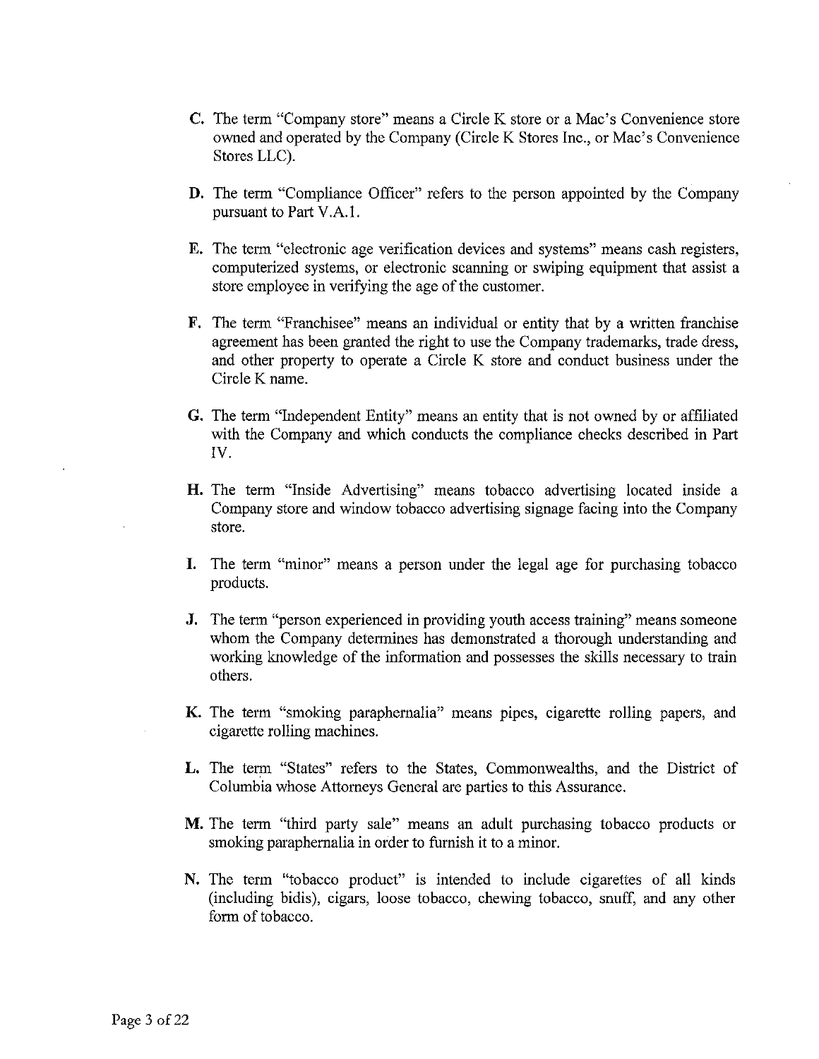**C.** The term "Company store" means a Circle K store or a Mac's Convenience store owned and operated by the Company (Circle K Stores Inc., or Mac's Convenience Stores LLC).

**D.** The term "Compliance Officer" refers to the person appointed by the Company pursuant to Part V.A.1.

**E.** The term "electronic age verification devices and systems" means cash registers, computerized systems, or electronic scanning or swiping equipment that assist a store employee in verifying the age of the customer.

**F.** The term "Franchisee" means an individual or entity that by a written franchise agreement has been granted the right to use the Company trademarks, trade dress, and other property to operate a Circle K store and conduct business under the Circle K name.

**G.** The term "Independent Entity" means an entity that is not owned by or affiliated with the Company and which conducts the compliance checks described in Part IV.

**H.** The term "Inside Advertising" means tobacco advertising located inside a Company store and window tobacco advertising signage facing into the Company store.

**I.** The term "minor" means a person under the legal age for purchasing tobacco products.

**J.** The term "person experienced in providing youth access training" means someone whom the Company determines has demonstrated a thorough understanding and working knowledge of the information and possesses the skills necessary to train others.

**K.** The term "smoking paraphernalia" means pipes, cigarette rolling papers, and cigarette rolling machines.

**L.** The term "States" refers to the States, Commonwealths, and the District of Columbia whose Attorneys General are parties to this Assurance.

**M.** The term "third party sale" means an adult purchasing tobacco products or smoking paraphernalia in order to furnish it to a minor.

**N.** The term "tobacco product" is intended to include cigarettes of all kinds (including bidis), cigars, loose tobacco, chewing tobacco, snuff, and any other form of tobacco.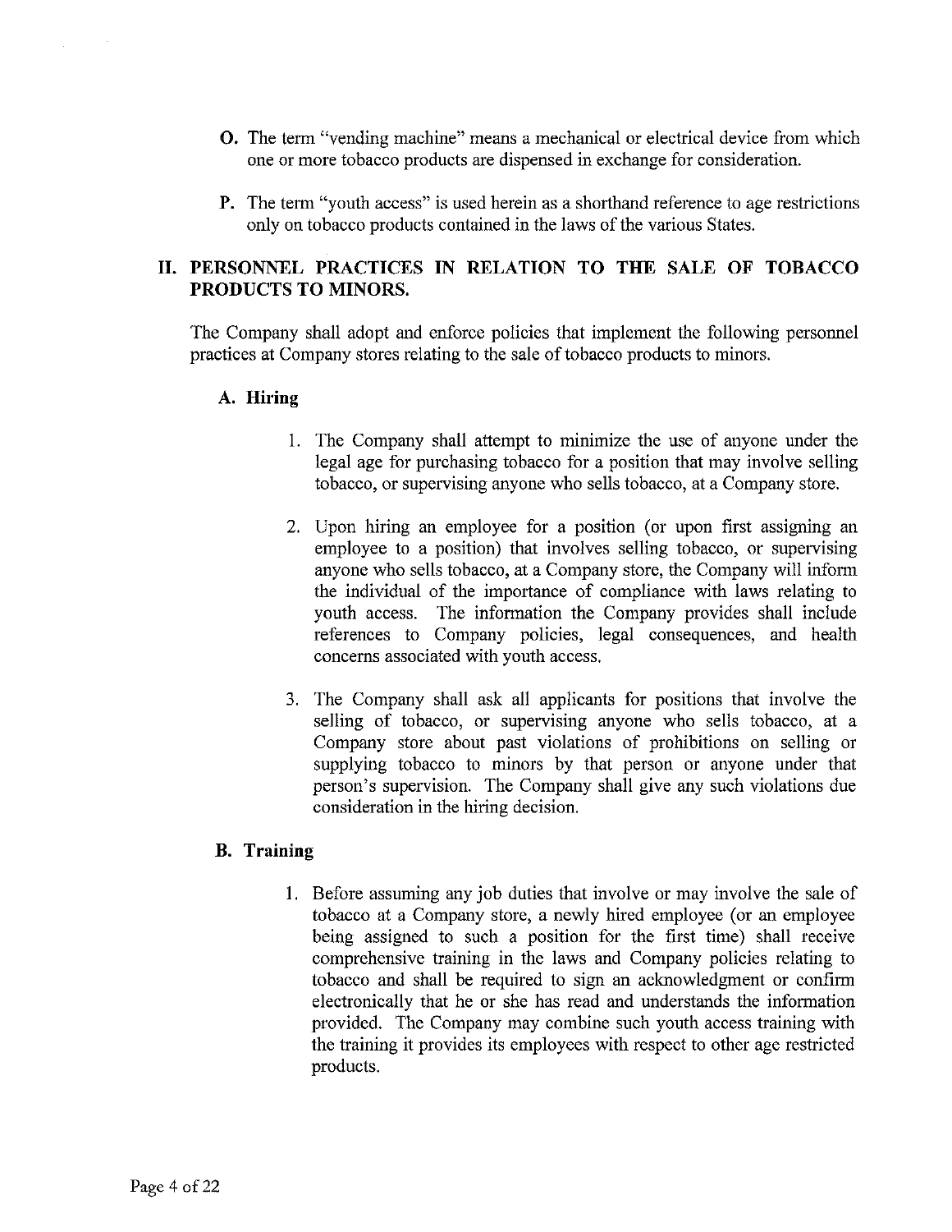**O.** The term "vending machine" means a mechanical or electrical device from which one or more tobacco products are dispensed in exchange for consideration.

**P.** The term "youth access" is used herein as a shorthand reference to age restrictions only on tobacco products contained in the laws of the various States.

## II. PERSONNEL PRACTICES IN RELATION TO THE SALE OF TOBACCO PRODUCTS TO MINORS.

The Company shall adopt and enforce policies that implement the following personnel practices at Company stores relating to the sale of tobacco products to minors.

### A. Hiring

1. The Company shall attempt to minimize the use of anyone under the legal age for purchasing tobacco for a position that may involve selling tobacco, or supervising anyone who sells tobacco, at a Company store.

2. Upon hiring an employee for a position (or upon first assigning an employee to a position) that involves selling tobacco, or supervising anyone who sells tobacco, at a Company store, the Company will inform the individual of the importance of compliance with laws relating to youth access. The information the Company provides shall include references to Company policies, legal consequences, and health concerns associated with youth access.

3. The Company shall ask all applicants for positions that involve the selling of tobacco, or supervising anyone who sells tobacco, at a Company store about past violations of prohibitions on selling or supplying tobacco to minors by that person or anyone under that person's supervision. The Company shall give any such violations due consideration in the hiring decision.

### B. Training

1. Before assuming any job duties that involve or may involve the sale of tobacco at a Company store, a newly hired employee (or an employee being assigned to such a position for the first time) shall receive comprehensive training in the laws and Company policies relating to tobacco and shall be required to sign an acknowledgment or confirm electronically that he or she has read and understands the information provided. The Company may combine such youth access training with the training it provides its employees with respect to other age restricted products.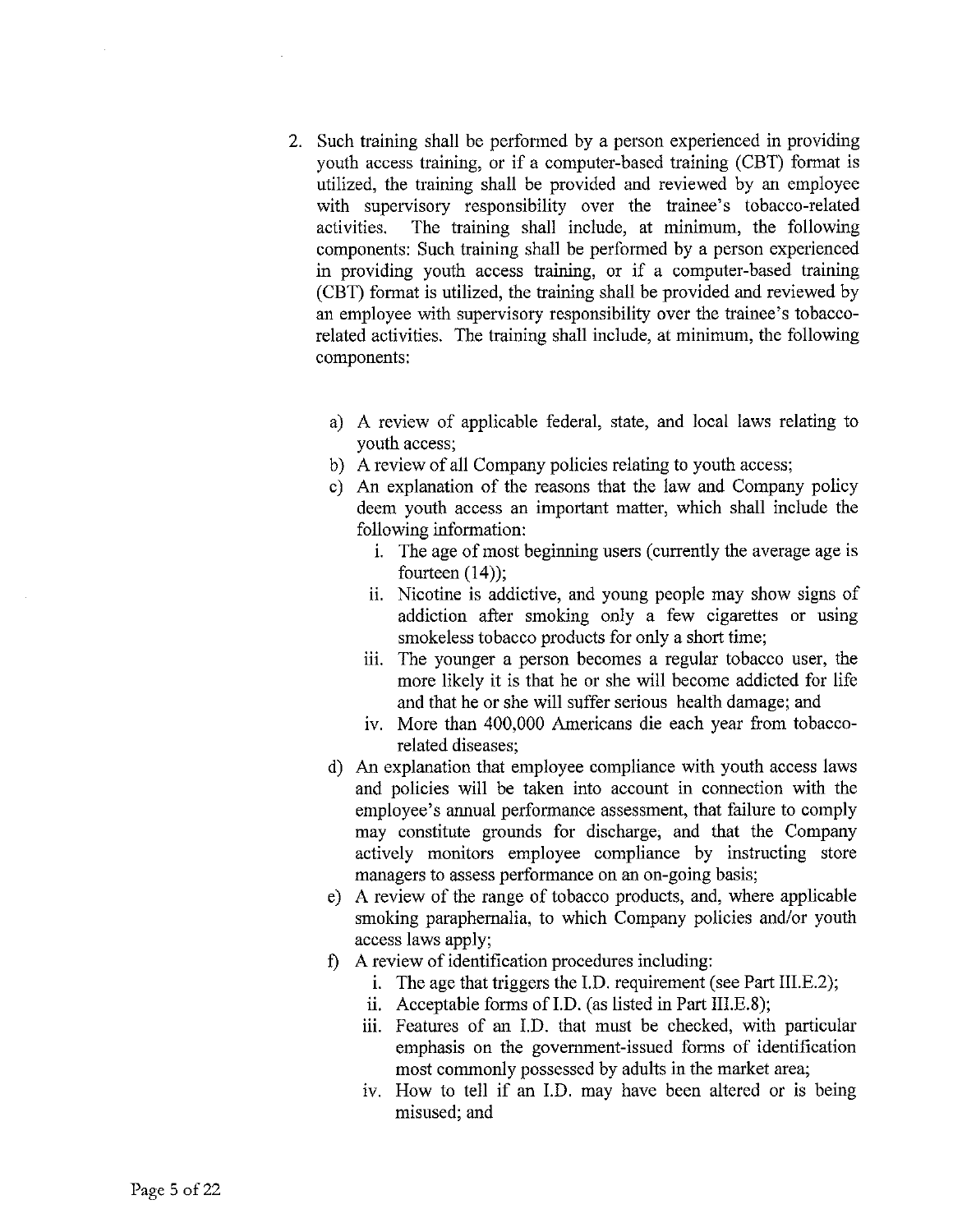2. Such training shall be performed by a person experienced in providing youth access training, or if a computer-based training (CBT) format is utilized, the training shall be provided and reviewed by an employee with supervisory responsibility over the trainee's tobacco-related activities. The training shall include, at minimum, the following components: Such training shall be performed by a person experienced in providing youth access training, or if a computer-based training (CBT) format is utilized, the training shall be provided and reviewed by an employee with supervisory responsibility over the trainee's tobacco-related activities. The training shall include, at minimum, the following components:

   a) A review of applicable federal, state, and local laws relating to youth access;
   b) A review of all Company policies relating to youth access;
   c) An explanation of the reasons that the law and Company policy deem youth access an important matter, which shall include the following information:
      i. The age of most beginning users (currently the average age is fourteen (14));
      ii. Nicotine is addictive, and young people may show signs of addiction after smoking only a few cigarettes or using smokeless tobacco products for only a short time;
      iii. The younger a person becomes a regular tobacco user, the more likely it is that he or she will become addicted for life and that he or she will suffer serious health damage; and
      iv. More than 400,000 Americans die each year from tobacco-related diseases;
   d) An explanation that employee compliance with youth access laws and policies will be taken into account in connection with the employee's annual performance assessment, that failure to comply may constitute grounds for discharge, and that the Company actively monitors employee compliance by instructing store managers to assess performance on an on-going basis;
   e) A review of the range of tobacco products, and, where applicable smoking paraphernalia, to which Company policies and/or youth access laws apply;
   f) A review of identification procedures including:
      i. The age that triggers the I.D. requirement (see Part III.E.2);
      ii. Acceptable forms of I.D. (as listed in Part III.E.8);
      iii. Features of an I.D. that must be checked, with particular emphasis on the government-issued forms of identification most commonly possessed by adults in the market area;
      iv. How to tell if an I.D. may have been altered or is being misused; and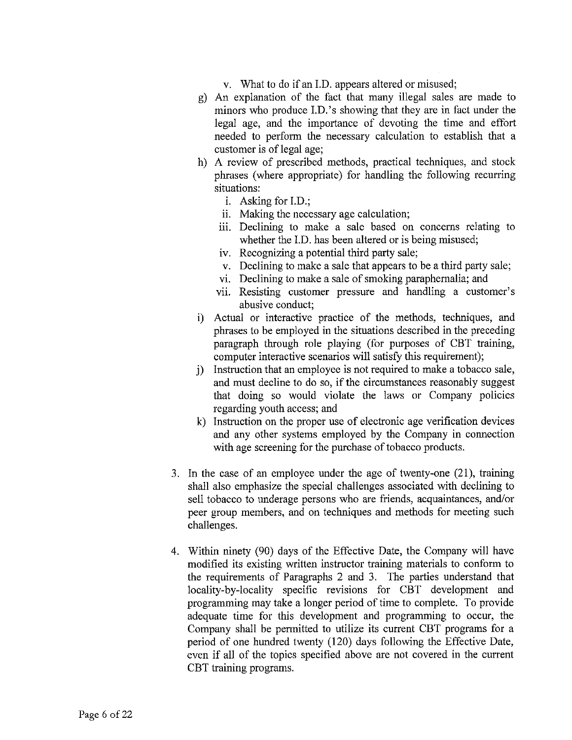v. What to do if an I.D. appears altered or misused;

  g) An explanation of the fact that many illegal sales are made to minors who produce I.D.'s showing that they are in fact under the legal age, and the importance of devoting the time and effort needed to perform the necessary calculation to establish that a customer is of legal age;

  h) A review of prescribed methods, practical techniques, and stock phrases (where appropriate) for handling the following recurring situations:

    i. Asking for I.D.;
    ii. Making the necessary age calculation;
    iii. Declining to make a sale based on concerns relating to whether the I.D. has been altered or is being misused;
    iv. Recognizing a potential third party sale;
    v. Declining to make a sale that appears to be a third party sale;
    vi. Declining to make a sale of smoking paraphernalia; and
    vii. Resisting customer pressure and handling a customer's abusive conduct;

  i) Actual or interactive practice of the methods, techniques, and phrases to be employed in the situations described in the preceding paragraph through role playing (for purposes of CBT training, computer interactive scenarios will satisfy this requirement);

  j) Instruction that an employee is not required to make a tobacco sale, and must decline to do so, if the circumstances reasonably suggest that doing so would violate the laws or Company policies regarding youth access; and

  k) Instruction on the proper use of electronic age verification devices and any other systems employed by the Company in connection with age screening for the purchase of tobacco products.

3. In the case of an employee under the age of twenty-one (21), training shall also emphasize the special challenges associated with declining to sell tobacco to underage persons who are friends, acquaintances, and/or peer group members, and on techniques and methods for meeting such challenges.

4. Within ninety (90) days of the Effective Date, the Company will have modified its existing written instructor training materials to conform to the requirements of Paragraphs 2 and 3. The parties understand that locality-by-locality specific revisions for CBT development and programming may take a longer period of time to complete. To provide adequate time for this development and programming to occur, the Company shall be permitted to utilize its current CBT programs for a period of one hundred twenty (120) days following the Effective Date, even if all of the topics specified above are not covered in the current CBT training programs.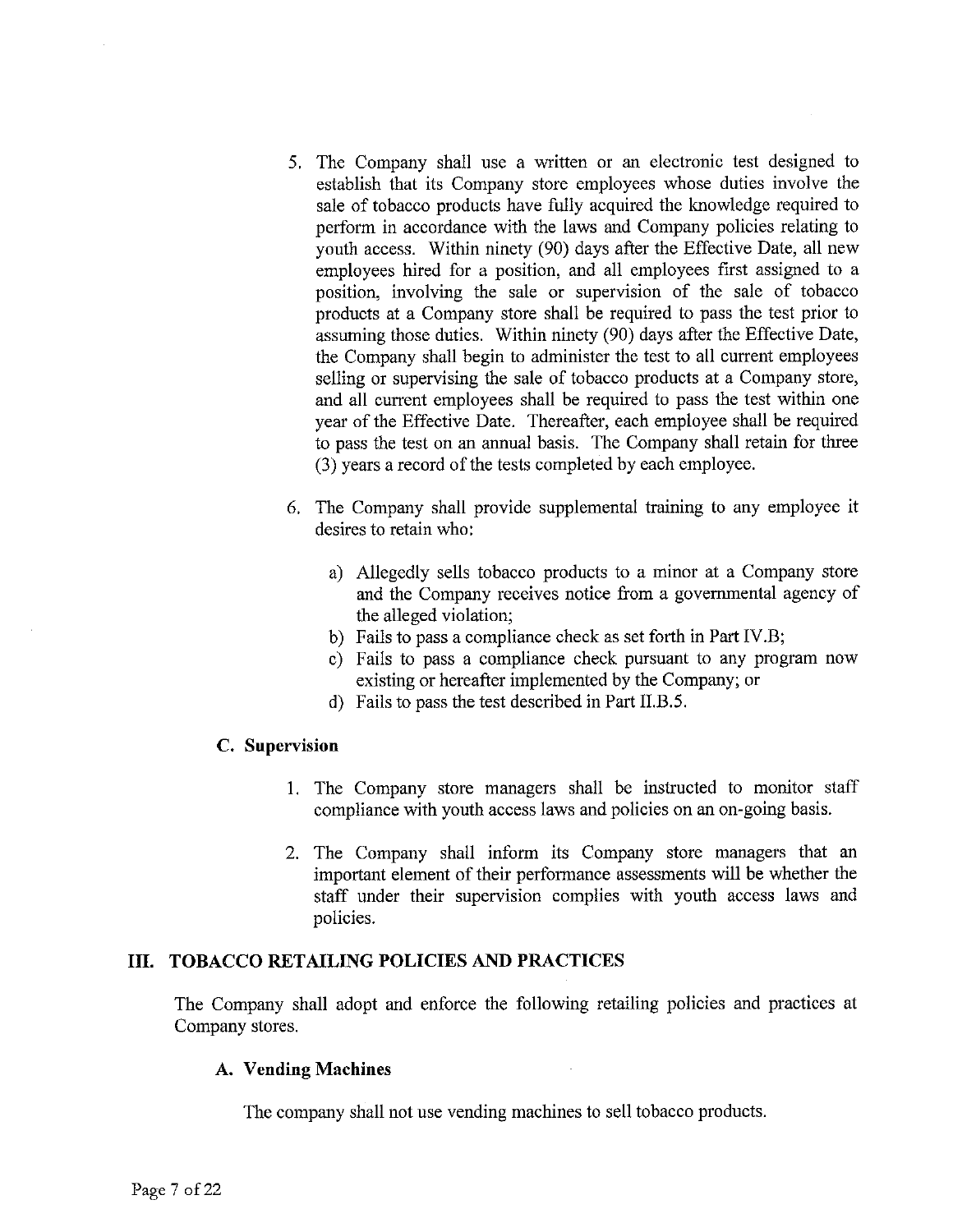5. The Company shall use a written or an electronic test designed to establish that its Company store employees whose duties involve the sale of tobacco products have fully acquired the knowledge required to perform in accordance with the laws and Company policies relating to youth access. Within ninety (90) days after the Effective Date, all new employees hired for a position, and all employees first assigned to a position, involving the sale or supervision of the sale of tobacco products at a Company store shall be required to pass the test prior to assuming those duties. Within ninety (90) days after the Effective Date, the Company shall begin to administer the test to all current employees selling or supervising the sale of tobacco products at a Company store, and all current employees shall be required to pass the test within one year of the Effective Date. Thereafter, each employee shall be required to pass the test on an annual basis. The Company shall retain for three (3) years a record of the tests completed by each employee.

6. The Company shall provide supplemental training to any employee it desires to retain who:

   a) Allegedly sells tobacco products to a minor at a Company store and the Company receives notice from a governmental agency of the alleged violation;
   b) Fails to pass a compliance check as set forth in Part IV.B;
   c) Fails to pass a compliance check pursuant to any program now existing or hereafter implemented by the Company; or
   d) Fails to pass the test described in Part II.B.5.

### C. Supervision

1. The Company store managers shall be instructed to monitor staff compliance with youth access laws and policies on an on-going basis.

2. The Company shall inform its Company store managers that an important element of their performance assessments will be whether the staff under their supervision complies with youth access laws and policies.

## III. TOBACCO RETAILING POLICIES AND PRACTICES

The Company shall adopt and enforce the following retailing policies and practices at Company stores.

### A. Vending Machines

The company shall not use vending machines to sell tobacco products.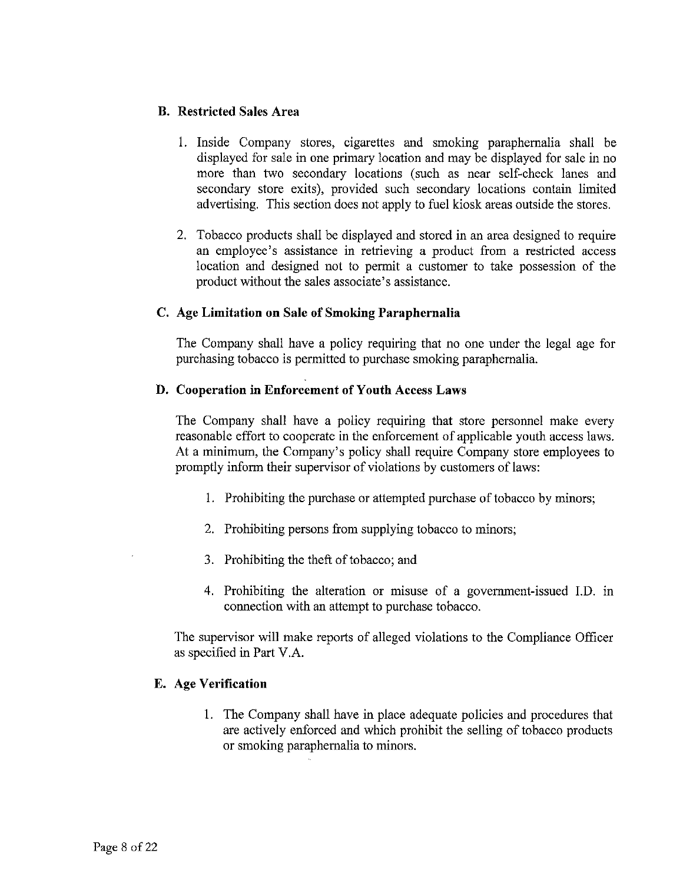### B. Restricted Sales Area

1. Inside Company stores, cigarettes and smoking paraphernalia shall be displayed for sale in one primary location and may be displayed for sale in no more than two secondary locations (such as near self-check lanes and secondary store exits), provided such secondary locations contain limited advertising. This section does not apply to fuel kiosk areas outside the stores.

2. Tobacco products shall be displayed and stored in an area designed to require an employee's assistance in retrieving a product from a restricted access location and designed not to permit a customer to take possession of the product without the sales associate's assistance.

### C. Age Limitation on Sale of Smoking Paraphernalia

The Company shall have a policy requiring that no one under the legal age for purchasing tobacco is permitted to purchase smoking paraphernalia.

### D. Cooperation in Enforcement of Youth Access Laws

The Company shall have a policy requiring that store personnel make every reasonable effort to cooperate in the enforcement of applicable youth access laws. At a minimum, the Company's policy shall require Company store employees to promptly inform their supervisor of violations by customers of laws:

1. Prohibiting the purchase or attempted purchase of tobacco by minors;

2. Prohibiting persons from supplying tobacco to minors;

3. Prohibiting the theft of tobacco; and

4. Prohibiting the alteration or misuse of a government-issued I.D. in connection with an attempt to purchase tobacco.

The supervisor will make reports of alleged violations to the Compliance Officer as specified in Part V.A.

### E. Age Verification

1. The Company shall have in place adequate policies and procedures that are actively enforced and which prohibit the selling of tobacco products or smoking paraphernalia to minors.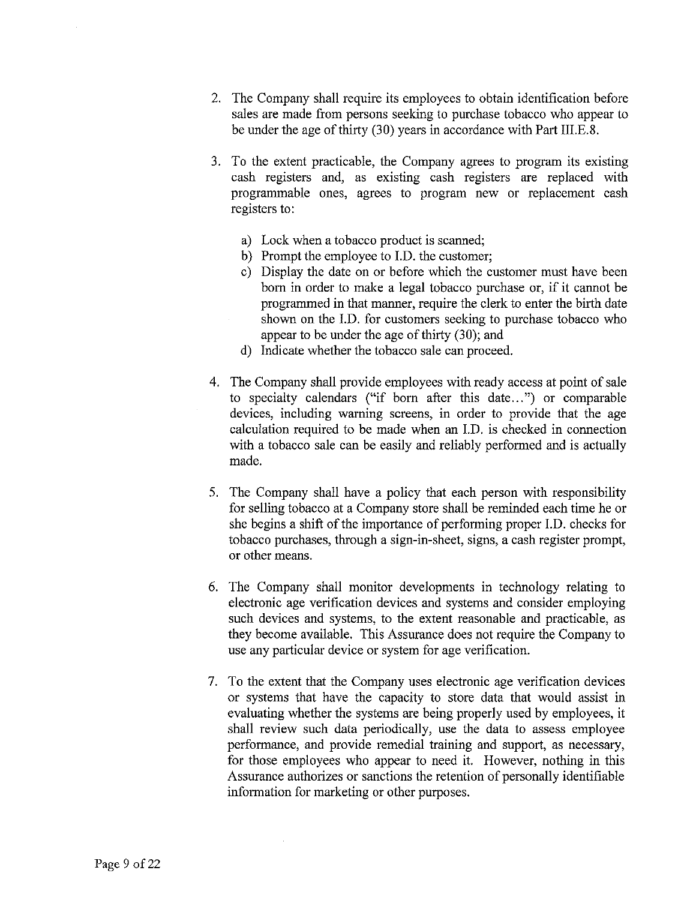2. The Company shall require its employees to obtain identification before sales are made from persons seeking to purchase tobacco who appear to be under the age of thirty (30) years in accordance with Part III.E.8.

3. To the extent practicable, the Company agrees to program its existing cash registers and, as existing cash registers are replaced with programmable ones, agrees to program new or replacement cash registers to:

    a) Lock when a tobacco product is scanned;
    b) Prompt the employee to I.D. the customer;
    c) Display the date on or before which the customer must have been born in order to make a legal tobacco purchase or, if it cannot be programmed in that manner, require the clerk to enter the birth date shown on the I.D. for customers seeking to purchase tobacco who appear to be under the age of thirty (30); and
    d) Indicate whether the tobacco sale can proceed.

4. The Company shall provide employees with ready access at point of sale to specialty calendars ("if born after this date...") or comparable devices, including warning screens, in order to provide that the age calculation required to be made when an I.D. is checked in connection with a tobacco sale can be easily and reliably performed and is actually made.

5. The Company shall have a policy that each person with responsibility for selling tobacco at a Company store shall be reminded each time he or she begins a shift of the importance of performing proper I.D. checks for tobacco purchases, through a sign-in-sheet, signs, a cash register prompt, or other means.

6. The Company shall monitor developments in technology relating to electronic age verification devices and systems and consider employing such devices and systems, to the extent reasonable and practicable, as they become available. This Assurance does not require the Company to use any particular device or system for age verification.

7. To the extent that the Company uses electronic age verification devices or systems that have the capacity to store data that would assist in evaluating whether the systems are being properly used by employees, it shall review such data periodically, use the data to assess employee performance, and provide remedial training and support, as necessary, for those employees who appear to need it. However, nothing in this Assurance authorizes or sanctions the retention of personally identifiable information for marketing or other purposes.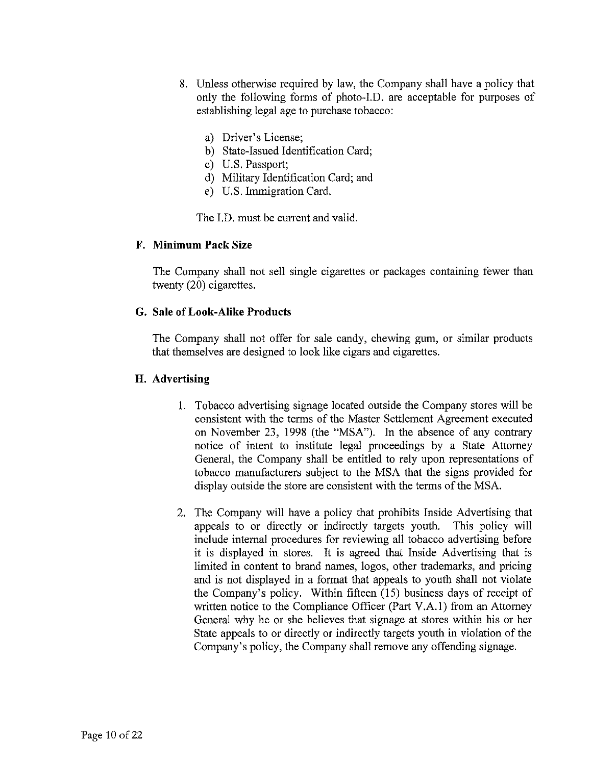8. Unless otherwise required by law, the Company shall have a policy that only the following forms of photo-I.D. are acceptable for purposes of establishing legal age to purchase tobacco:

   a) Driver's License;
   b) State-Issued Identification Card;
   c) U.S. Passport;
   d) Military Identification Card; and
   e) U.S. Immigration Card.

   The I.D. must be current and valid.

### F. Minimum Pack Size

The Company shall not sell single cigarettes or packages containing fewer than twenty (20) cigarettes.

### G. Sale of Look-Alike Products

The Company shall not offer for sale candy, chewing gum, or similar products that themselves are designed to look like cigars and cigarettes.

### H. Advertising

1. Tobacco advertising signage located outside the Company stores will be consistent with the terms of the Master Settlement Agreement executed on November 23, 1998 (the "MSA"). In the absence of any contrary notice of intent to institute legal proceedings by a State Attorney General, the Company shall be entitled to rely upon representations of tobacco manufacturers subject to the MSA that the signs provided for display outside the store are consistent with the terms of the MSA.

2. The Company will have a policy that prohibits Inside Advertising that appeals to or directly or indirectly targets youth. This policy will include internal procedures for reviewing all tobacco advertising before it is displayed in stores. It is agreed that Inside Advertising that is limited in content to brand names, logos, other trademarks, and pricing and is not displayed in a format that appeals to youth shall not violate the Company's policy. Within fifteen (15) business days of receipt of written notice to the Compliance Officer (Part V.A.1) from an Attorney General why he or she believes that signage at stores within his or her State appeals to or directly or indirectly targets youth in violation of the Company's policy, the Company shall remove any offending signage.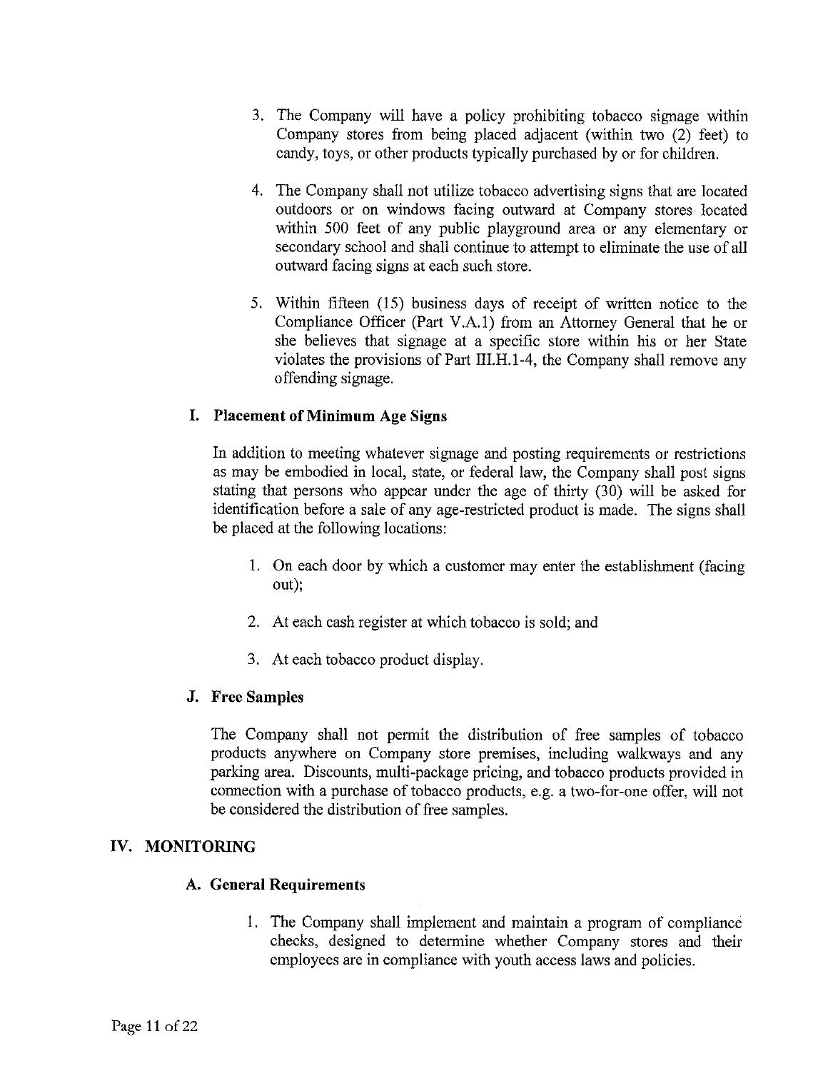3. The Company will have a policy prohibiting tobacco signage within Company stores from being placed adjacent (within two (2) feet) to candy, toys, or other products typically purchased by or for children.

4. The Company shall not utilize tobacco advertising signs that are located outdoors or on windows facing outward at Company stores located within 500 feet of any public playground area or any elementary or secondary school and shall continue to attempt to eliminate the use of all outward facing signs at each such store.

5. Within fifteen (15) business days of receipt of written notice to the Compliance Officer (Part V.A.1) from an Attorney General that he or she believes that signage at a specific store within his or her State violates the provisions of Part III.H.1-4, the Company shall remove any offending signage.

### I. Placement of Minimum Age Signs

In addition to meeting whatever signage and posting requirements or restrictions as may be embodied in local, state, or federal law, the Company shall post signs stating that persons who appear under the age of thirty (30) will be asked for identification before a sale of any age-restricted product is made. The signs shall be placed at the following locations:

1. On each door by which a customer may enter the establishment (facing out);

2. At each cash register at which tobacco is sold; and

3. At each tobacco product display.

### J. Free Samples

The Company shall not permit the distribution of free samples of tobacco products anywhere on Company store premises, including walkways and any parking area. Discounts, multi-package pricing, and tobacco products provided in connection with a purchase of tobacco products, e.g. a two-for-one offer, will not be considered the distribution of free samples.

## IV. MONITORING

### A. General Requirements

1. The Company shall implement and maintain a program of compliance checks, designed to determine whether Company stores and their employees are in compliance with youth access laws and policies.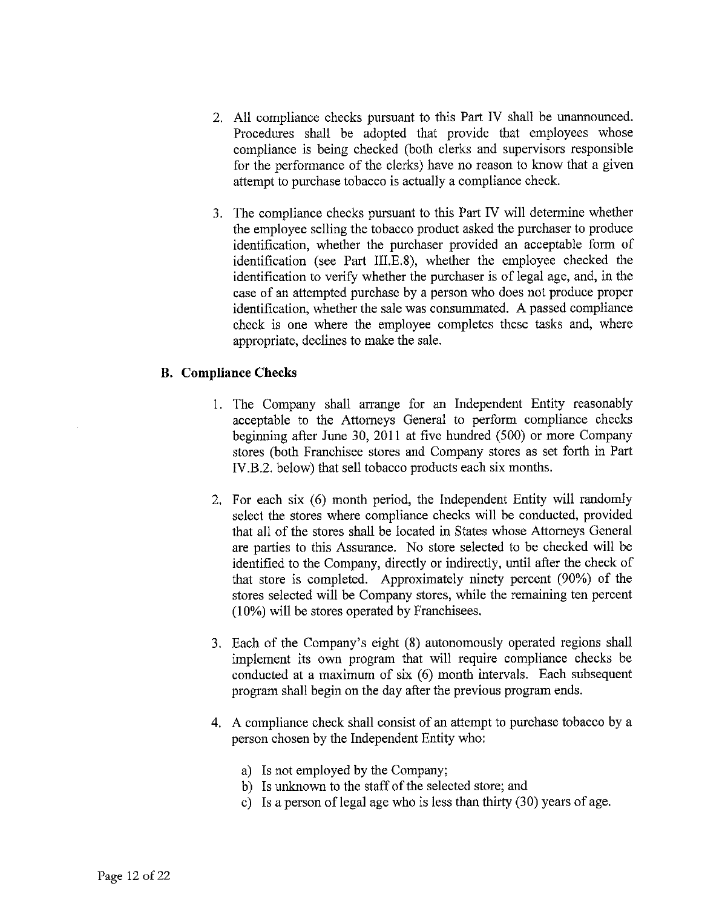2. All compliance checks pursuant to this Part IV shall be unannounced. Procedures shall be adopted that provide that employees whose compliance is being checked (both clerks and supervisors responsible for the performance of the clerks) have no reason to know that a given attempt to purchase tobacco is actually a compliance check.

3. The compliance checks pursuant to this Part IV will determine whether the employee selling the tobacco product asked the purchaser to produce identification, whether the purchaser provided an acceptable form of identification (see Part III.E.8), whether the employee checked the identification to verify whether the purchaser is of legal age, and, in the case of an attempted purchase by a person who does not produce proper identification, whether the sale was consummated. A passed compliance check is one where the employee completes these tasks and, where appropriate, declines to make the sale.

### B. Compliance Checks

1. The Company shall arrange for an Independent Entity reasonably acceptable to the Attorneys General to perform compliance checks beginning after June 30, 2011 at five hundred (500) or more Company stores (both Franchisee stores and Company stores as set forth in Part IV.B.2. below) that sell tobacco products each six months.

2. For each six (6) month period, the Independent Entity will randomly select the stores where compliance checks will be conducted, provided that all of the stores shall be located in States whose Attorneys General are parties to this Assurance. No store selected to be checked will be identified to the Company, directly or indirectly, until after the check of that store is completed. Approximately ninety percent (90%) of the stores selected will be Company stores, while the remaining ten percent (10%) will be stores operated by Franchisees.

3. Each of the Company's eight (8) autonomously operated regions shall implement its own program that will require compliance checks be conducted at a maximum of six (6) month intervals. Each subsequent program shall begin on the day after the previous program ends.

4. A compliance check shall consist of an attempt to purchase tobacco by a person chosen by the Independent Entity who:

   a) Is not employed by the Company;
   b) Is unknown to the staff of the selected store; and
   c) Is a person of legal age who is less than thirty (30) years of age.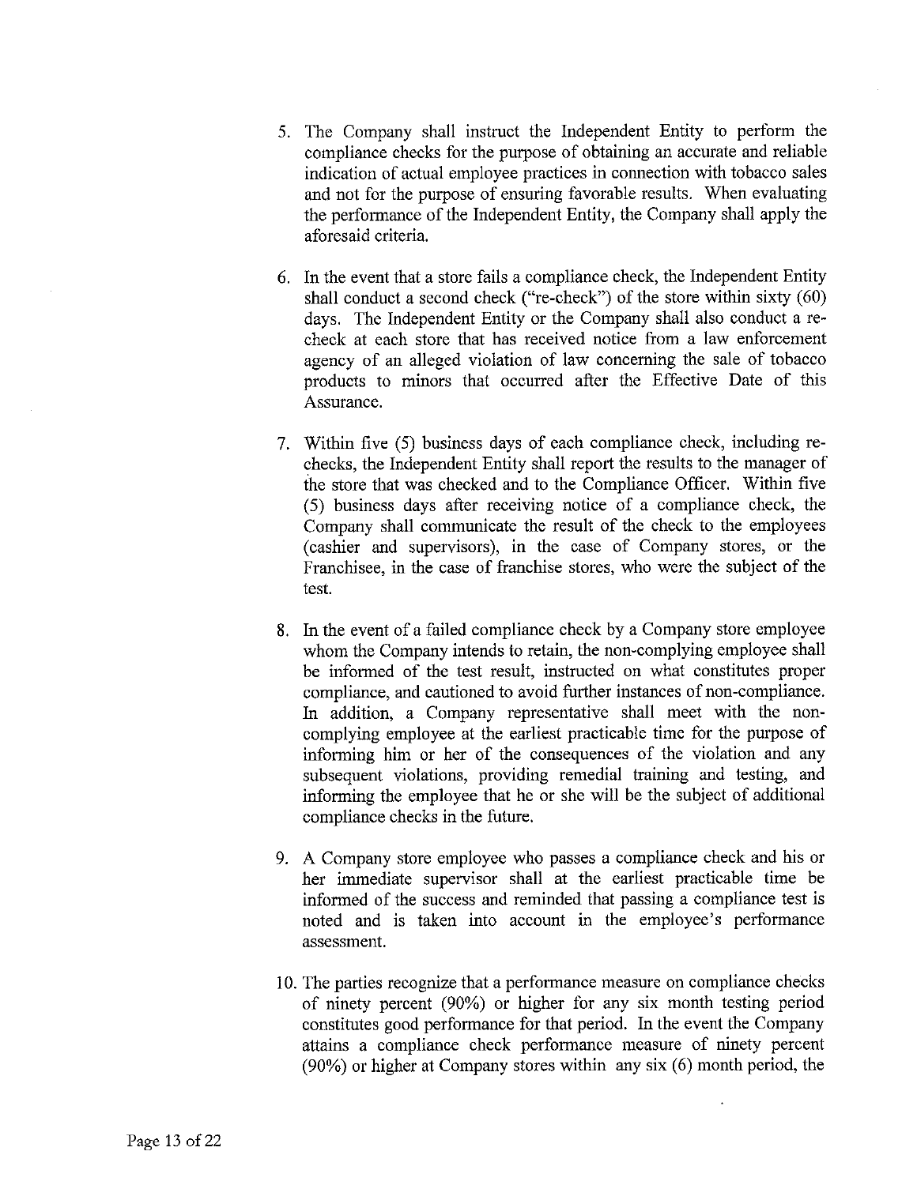5. The Company shall instruct the Independent Entity to perform the compliance checks for the purpose of obtaining an accurate and reliable indication of actual employee practices in connection with tobacco sales and not for the purpose of ensuring favorable results. When evaluating the performance of the Independent Entity, the Company shall apply the aforesaid criteria.

6. In the event that a store fails a compliance check, the Independent Entity shall conduct a second check ("re-check") of the store within sixty (60) days. The Independent Entity or the Company shall also conduct a re-check at each store that has received notice from a law enforcement agency of an alleged violation of law concerning the sale of tobacco products to minors that occurred after the Effective Date of this Assurance.

7. Within five (5) business days of each compliance check, including re-checks, the Independent Entity shall report the results to the manager of the store that was checked and to the Compliance Officer. Within five (5) business days after receiving notice of a compliance check, the Company shall communicate the result of the check to the employees (cashier and supervisors), in the case of Company stores, or the Franchisee, in the case of franchise stores, who were the subject of the test.

8. In the event of a failed compliance check by a Company store employee whom the Company intends to retain, the non-complying employee shall be informed of the test result, instructed on what constitutes proper compliance, and cautioned to avoid further instances of non-compliance. In addition, a Company representative shall meet with the non-complying employee at the earliest practicable time for the purpose of informing him or her of the consequences of the violation and any subsequent violations, providing remedial training and testing, and informing the employee that he or she will be the subject of additional compliance checks in the future.

9. A Company store employee who passes a compliance check and his or her immediate supervisor shall at the earliest practicable time be informed of the success and reminded that passing a compliance test is noted and is taken into account in the employee's performance assessment.

10. The parties recognize that a performance measure on compliance checks of ninety percent (90%) or higher for any six month testing period constitutes good performance for that period. In the event the Company attains a compliance check performance measure of ninety percent (90%) or higher at Company stores within any six (6) month period, the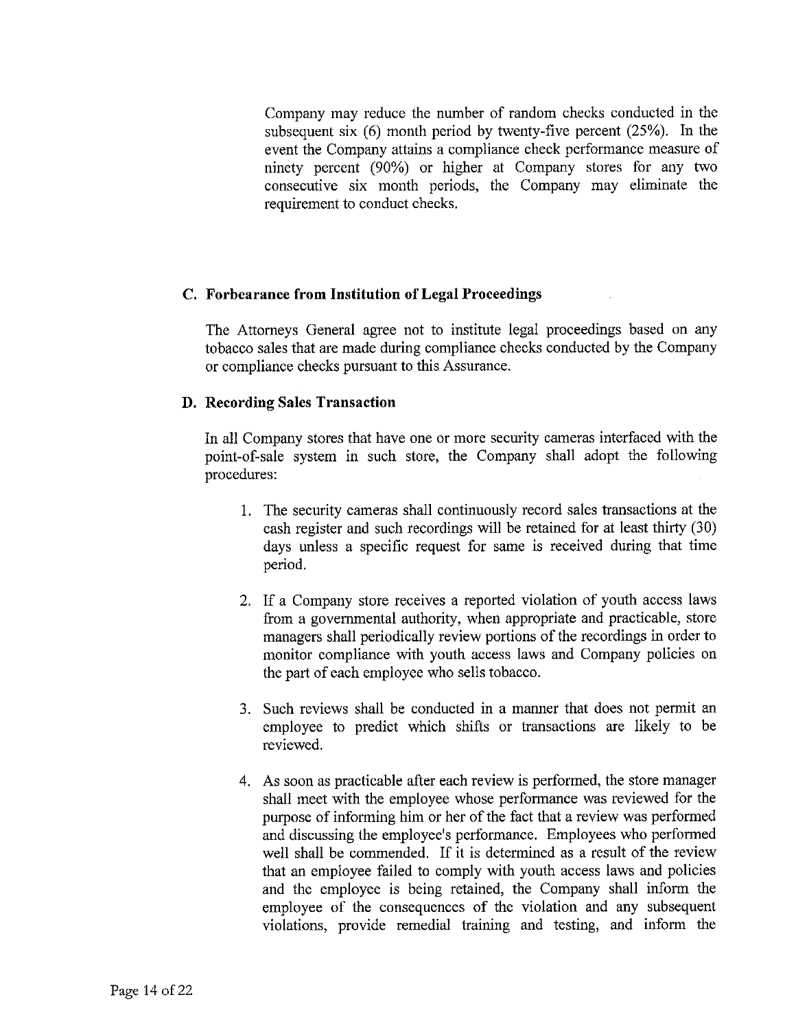Company may reduce the number of random checks conducted in the subsequent six (6) month period by twenty-five percent (25%). In the event the Company attains a compliance check performance measure of ninety percent (90%) or higher at Company stores for any two consecutive six month periods, the Company may eliminate the requirement to conduct checks.

### C. Forbearance from Institution of Legal Proceedings

The Attorneys General agree not to institute legal proceedings based on any tobacco sales that are made during compliance checks conducted by the Company or compliance checks pursuant to this Assurance.

### D. Recording Sales Transaction

In all Company stores that have one or more security cameras interfaced with the point-of-sale system in such store, the Company shall adopt the following procedures:

1. The security cameras shall continuously record sales transactions at the cash register and such recordings will be retained for at least thirty (30) days unless a specific request for same is received during that time period.

2. If a Company store receives a reported violation of youth access laws from a governmental authority, when appropriate and practicable, store managers shall periodically review portions of the recordings in order to monitor compliance with youth access laws and Company policies on the part of each employee who sells tobacco.

3. Such reviews shall be conducted in a manner that does not permit an employee to predict which shifts or transactions are likely to be reviewed.

4. As soon as practicable after each review is performed, the store manager shall meet with the employee whose performance was reviewed for the purpose of informing him or her of the fact that a review was performed and discussing the employee's performance. Employees who performed well shall be commended. If it is determined as a result of the review that an employee failed to comply with youth access laws and policies and the employee is being retained, the Company shall inform the employee of the consequences of the violation and any subsequent violations, provide remedial training and testing, and inform the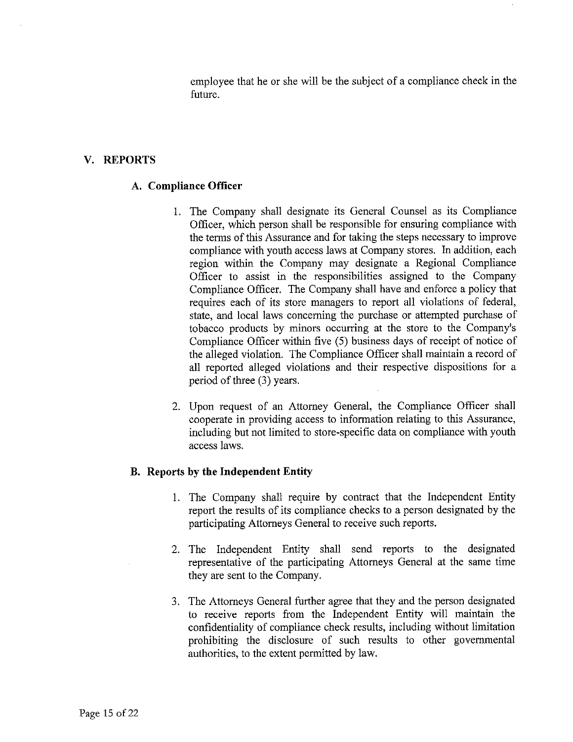employee that he or she will be the subject of a compliance check in the future.

## V. REPORTS

### A. Compliance Officer

1. The Company shall designate its General Counsel as its Compliance Officer, which person shall be responsible for ensuring compliance with the terms of this Assurance and for taking the steps necessary to improve compliance with youth access laws at Company stores. In addition, each region within the Company may designate a Regional Compliance Officer to assist in the responsibilities assigned to the Company Compliance Officer. The Company shall have and enforce a policy that requires each of its store managers to report all violations of federal, state, and local laws concerning the purchase or attempted purchase of tobacco products by minors occurring at the store to the Company's Compliance Officer within five (5) business days of receipt of notice of the alleged violation. The Compliance Officer shall maintain a record of all reported alleged violations and their respective dispositions for a period of three (3) years.

2. Upon request of an Attorney General, the Compliance Officer shall cooperate in providing access to information relating to this Assurance, including but not limited to store-specific data on compliance with youth access laws.

### B. Reports by the Independent Entity

1. The Company shall require by contract that the Independent Entity report the results of its compliance checks to a person designated by the participating Attorneys General to receive such reports.

2. The Independent Entity shall send reports to the designated representative of the participating Attorneys General at the same time they are sent to the Company.

3. The Attorneys General further agree that they and the person designated to receive reports from the Independent Entity will maintain the confidentiality of compliance check results, including without limitation prohibiting the disclosure of such results to other governmental authorities, to the extent permitted by law.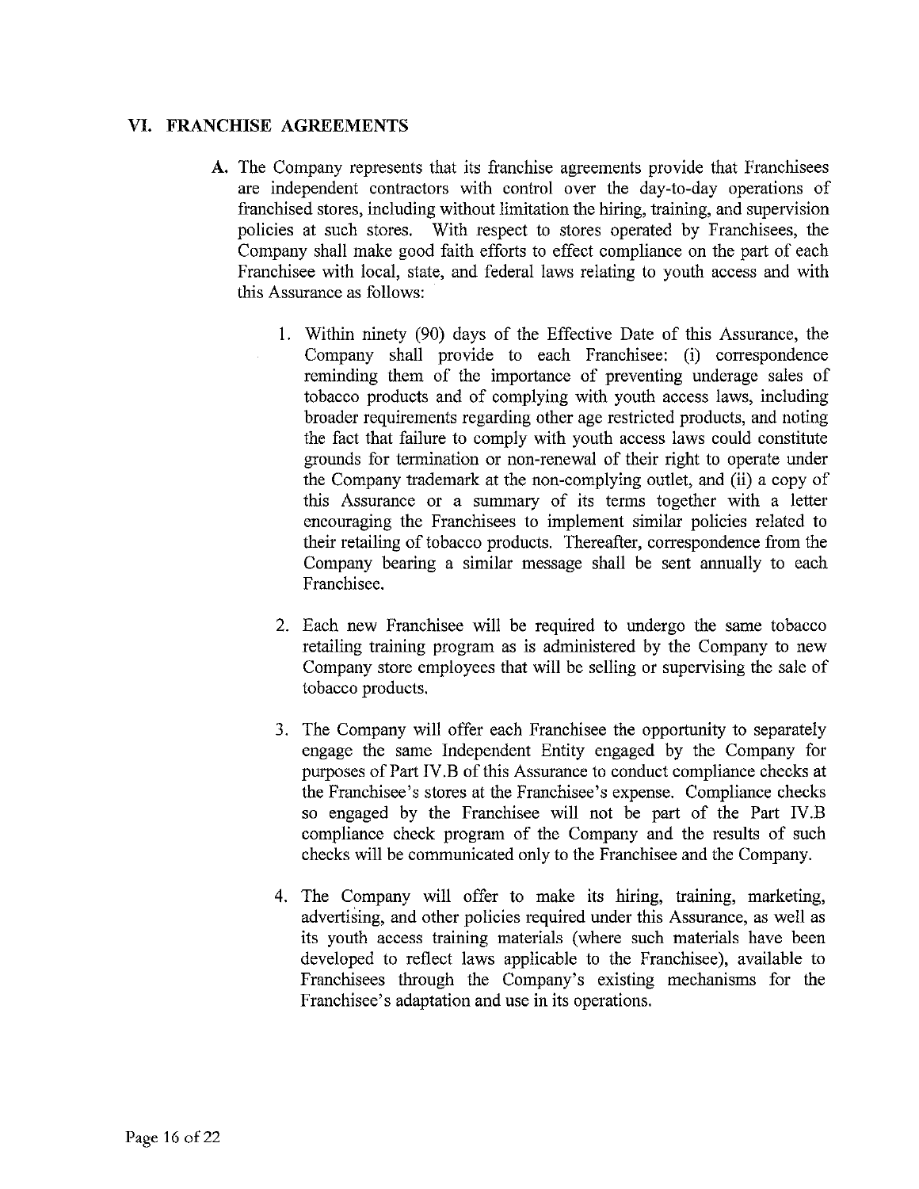## VI. FRANCHISE AGREEMENTS

**A.** The Company represents that its franchise agreements provide that Franchisees are independent contractors with control over the day-to-day operations of franchised stores, including without limitation the hiring, training, and supervision policies at such stores. With respect to stores operated by Franchisees, the Company shall make good faith efforts to effect compliance on the part of each Franchisee with local, state, and federal laws relating to youth access and with this Assurance as follows:

1. Within ninety (90) days of the Effective Date of this Assurance, the Company shall provide to each Franchisee: (i) correspondence reminding them of the importance of preventing underage sales of tobacco products and of complying with youth access laws, including broader requirements regarding other age restricted products, and noting the fact that failure to comply with youth access laws could constitute grounds for termination or non-renewal of their right to operate under the Company trademark at the non-complying outlet, and (ii) a copy of this Assurance or a summary of its terms together with a letter encouraging the Franchisees to implement similar policies related to their retailing of tobacco products. Thereafter, correspondence from the Company bearing a similar message shall be sent annually to each Franchisee.

2. Each new Franchisee will be required to undergo the same tobacco retailing training program as is administered by the Company to new Company store employees that will be selling or supervising the sale of tobacco products.

3. The Company will offer each Franchisee the opportunity to separately engage the same Independent Entity engaged by the Company for purposes of Part IV.B of this Assurance to conduct compliance checks at the Franchisee's stores at the Franchisee's expense. Compliance checks so engaged by the Franchisee will not be part of the Part IV.B compliance check program of the Company and the results of such checks will be communicated only to the Franchisee and the Company.

4. The Company will offer to make its hiring, training, marketing, advertising, and other policies required under this Assurance, as well as its youth access training materials (where such materials have been developed to reflect laws applicable to the Franchisee), available to Franchisees through the Company's existing mechanisms for the Franchisee's adaptation and use in its operations.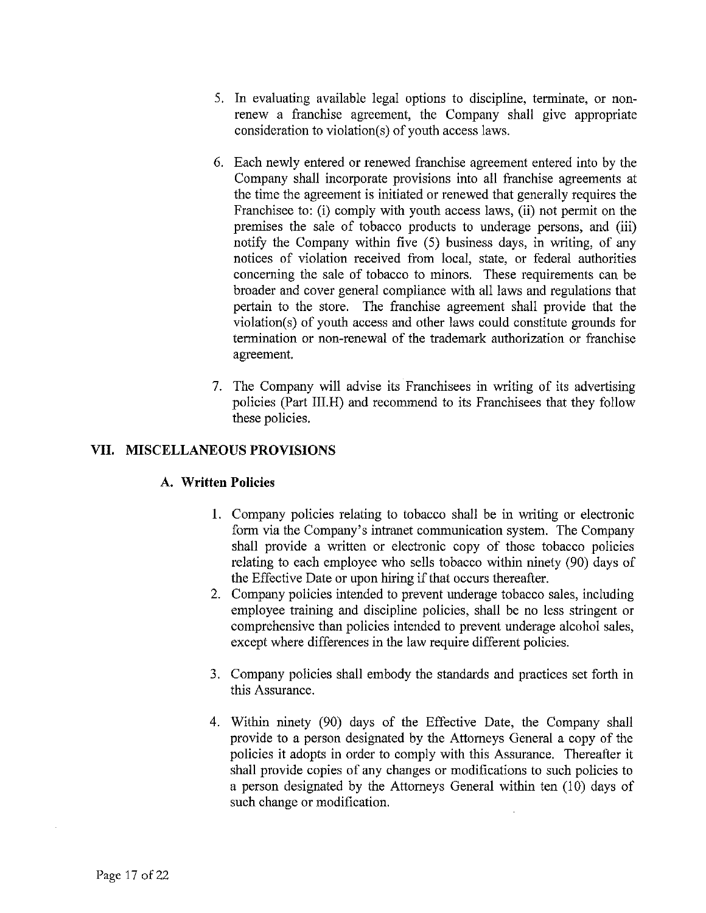5. In evaluating available legal options to discipline, terminate, or non-renew a franchise agreement, the Company shall give appropriate consideration to violation(s) of youth access laws.

6. Each newly entered or renewed franchise agreement entered into by the Company shall incorporate provisions into all franchise agreements at the time the agreement is initiated or renewed that generally requires the Franchisee to: (i) comply with youth access laws, (ii) not permit on the premises the sale of tobacco products to underage persons, and (iii) notify the Company within five (5) business days, in writing, of any notices of violation received from local, state, or federal authorities concerning the sale of tobacco to minors. These requirements can be broader and cover general compliance with all laws and regulations that pertain to the store. The franchise agreement shall provide that the violation(s) of youth access and other laws could constitute grounds for termination or non-renewal of the trademark authorization or franchise agreement.

7. The Company will advise its Franchisees in writing of its advertising policies (Part III.H) and recommend to its Franchisees that they follow these policies.

## VII. MISCELLANEOUS PROVISIONS

### A. Written Policies

1. Company policies relating to tobacco shall be in writing or electronic form via the Company's intranet communication system. The Company shall provide a written or electronic copy of those tobacco policies relating to each employee who sells tobacco within ninety (90) days of the Effective Date or upon hiring if that occurs thereafter.
2. Company policies intended to prevent underage tobacco sales, including employee training and discipline policies, shall be no less stringent or comprehensive than policies intended to prevent underage alcohol sales, except where differences in the law require different policies.

3. Company policies shall embody the standards and practices set forth in this Assurance.

4. Within ninety (90) days of the Effective Date, the Company shall provide to a person designated by the Attorneys General a copy of the policies it adopts in order to comply with this Assurance. Thereafter it shall provide copies of any changes or modifications to such policies to a person designated by the Attorneys General within ten (10) days of such change or modification.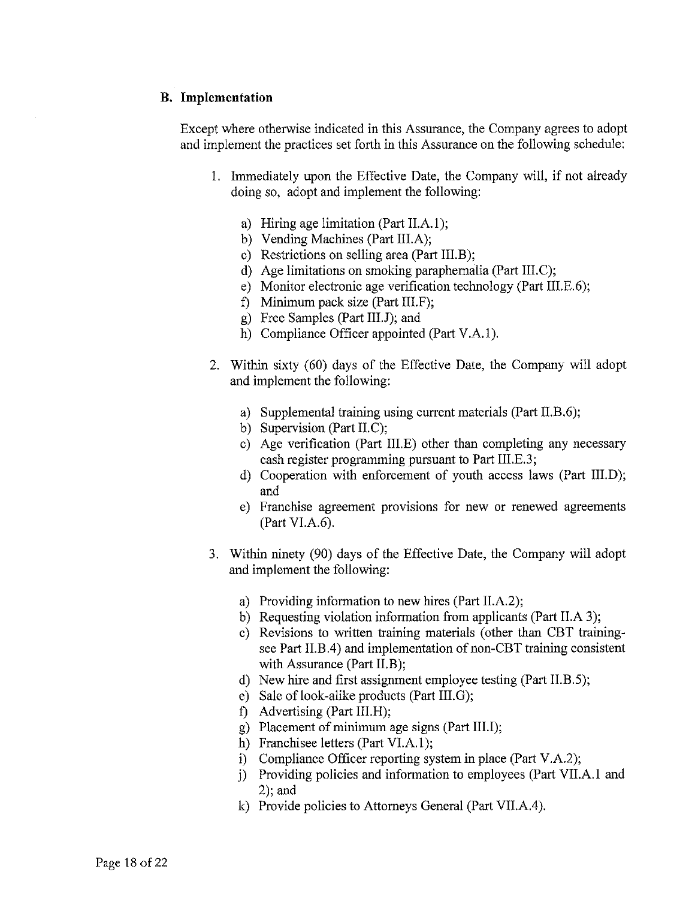### B. Implementation

Except where otherwise indicated in this Assurance, the Company agrees to adopt and implement the practices set forth in this Assurance on the following schedule:

1. Immediately upon the Effective Date, the Company will, if not already doing so, adopt and implement the following:

   a) Hiring age limitation (Part II.A.1);
   b) Vending Machines (Part III.A);
   c) Restrictions on selling area (Part III.B);
   d) Age limitations on smoking paraphernalia (Part III.C);
   e) Monitor electronic age verification technology (Part III.E.6);
   f) Minimum pack size (Part III.F);
   g) Free Samples (Part III.J); and
   h) Compliance Officer appointed (Part V.A.1).

2. Within sixty (60) days of the Effective Date, the Company will adopt and implement the following:

   a) Supplemental training using current materials (Part II.B.6);
   b) Supervision (Part II.C);
   c) Age verification (Part III.E) other than completing any necessary cash register programming pursuant to Part III.E.3;
   d) Cooperation with enforcement of youth access laws (Part III.D); and
   e) Franchise agreement provisions for new or renewed agreements (Part VI.A.6).

3. Within ninety (90) days of the Effective Date, the Company will adopt and implement the following:

   a) Providing information to new hires (Part II.A.2);
   b) Requesting violation information from applicants (Part II.A 3);
   c) Revisions to written training materials (other than CBT training-see Part II.B.4) and implementation of non-CBT training consistent with Assurance (Part II.B);
   d) New hire and first assignment employee testing (Part II.B.5);
   e) Sale of look-alike products (Part III.G);
   f) Advertising (Part III.H);
   g) Placement of minimum age signs (Part III.I);
   h) Franchisee letters (Part VI.A.1);
   i) Compliance Officer reporting system in place (Part V.A.2);
   j) Providing policies and information to employees (Part VII.A.1 and 2); and
   k) Provide policies to Attorneys General (Part VII.A.4).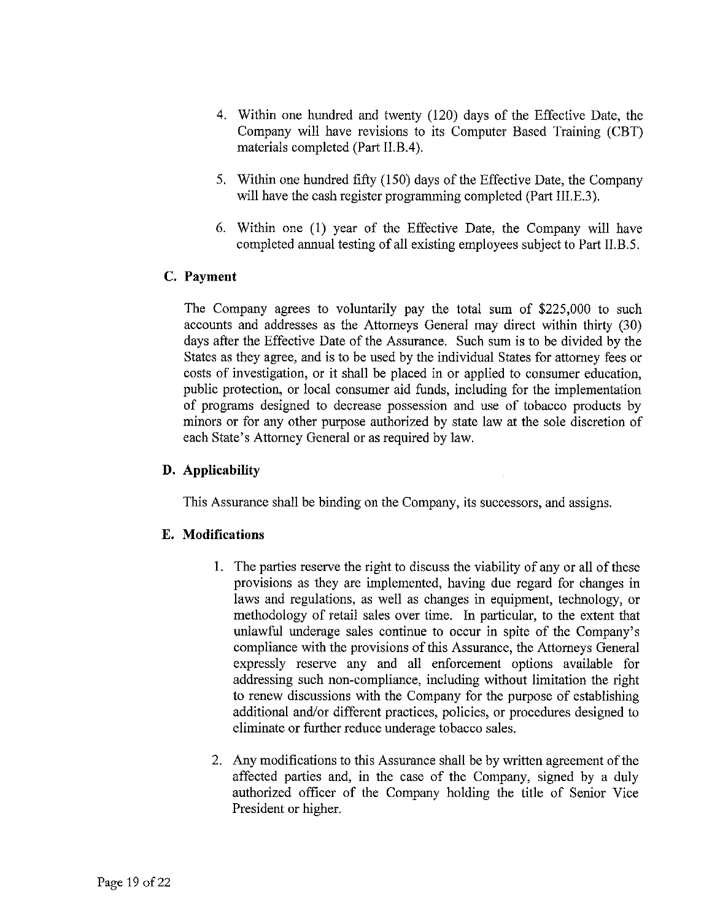4. Within one hundred and twenty (120) days of the Effective Date, the Company will have revisions to its Computer Based Training (CBT) materials completed (Part II.B.4).

5. Within one hundred fifty (150) days of the Effective Date, the Company will have the cash register programming completed (Part III.E.3).

6. Within one (1) year of the Effective Date, the Company will have completed annual testing of all existing employees subject to Part II.B.5.

### C. Payment

The Company agrees to voluntarily pay the total sum of $225,000 to such accounts and addresses as the Attorneys General may direct within thirty (30) days after the Effective Date of the Assurance. Such sum is to be divided by the States as they agree, and is to be used by the individual States for attorney fees or costs of investigation, or it shall be placed in or applied to consumer education, public protection, or local consumer aid funds, including for the implementation of programs designed to decrease possession and use of tobacco products by minors or for any other purpose authorized by state law at the sole discretion of each State's Attorney General or as required by law.

### D. Applicability

This Assurance shall be binding on the Company, its successors, and assigns.

### E. Modifications

1. The parties reserve the right to discuss the viability of any or all of these provisions as they are implemented, having due regard for changes in laws and regulations, as well as changes in equipment, technology, or methodology of retail sales over time. In particular, to the extent that unlawful underage sales continue to occur in spite of the Company's compliance with the provisions of this Assurance, the Attorneys General expressly reserve any and all enforcement options available for addressing such non-compliance, including without limitation the right to renew discussions with the Company for the purpose of establishing additional and/or different practices, policies, or procedures designed to eliminate or further reduce underage tobacco sales.

2. Any modifications to this Assurance shall be by written agreement of the affected parties and, in the case of the Company, signed by a duly authorized officer of the Company holding the title of Senior Vice President or higher.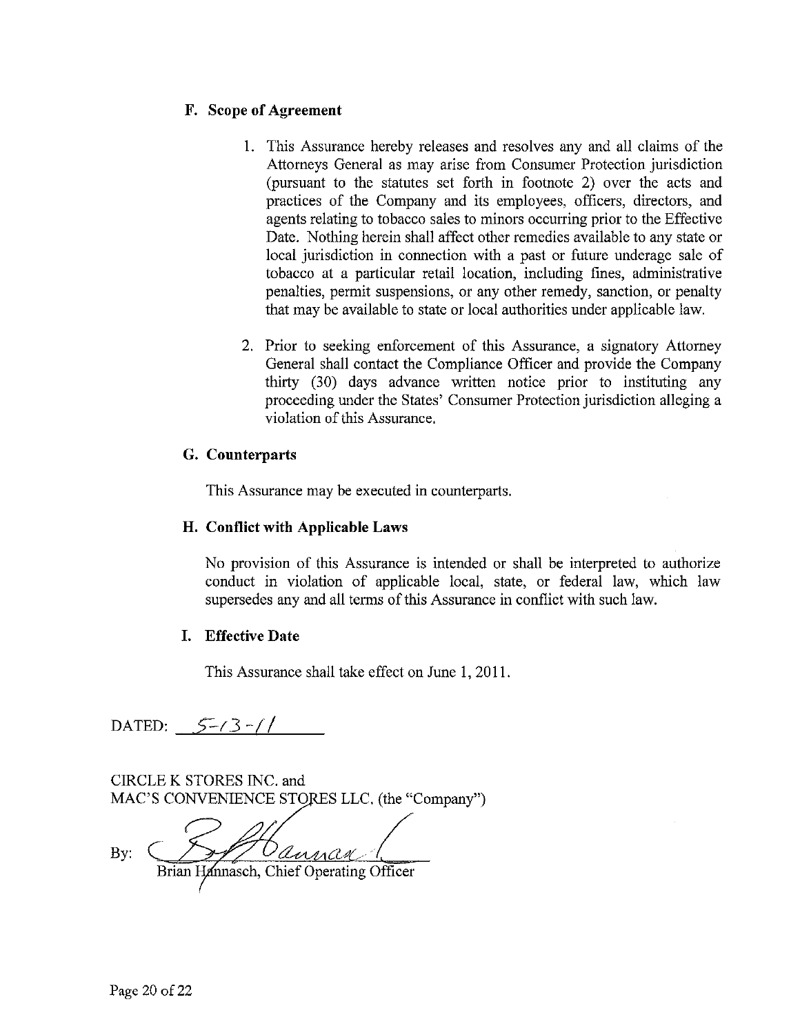### F. Scope of Agreement

1. This Assurance hereby releases and resolves any and all claims of the Attorneys General as may arise from Consumer Protection jurisdiction (pursuant to the statutes set forth in footnote 2) over the acts and practices of the Company and its employees, officers, directors, and agents relating to tobacco sales to minors occurring prior to the Effective Date. Nothing herein shall affect other remedies available to any state or local jurisdiction in connection with a past or future underage sale of tobacco at a particular retail location, including fines, administrative penalties, permit suspensions, or any other remedy, sanction, or penalty that may be available to state or local authorities under applicable law.

2. Prior to seeking enforcement of this Assurance, a signatory Attorney General shall contact the Compliance Officer and provide the Company thirty (30) days advance written notice prior to instituting any proceeding under the States' Consumer Protection jurisdiction alleging a violation of this Assurance.

### G. Counterparts

This Assurance may be executed in counterparts.

### H. Conflict with Applicable Laws

No provision of this Assurance is intended or shall be interpreted to authorize conduct in violation of applicable local, state, or federal law, which law supersedes any and all terms of this Assurance in conflict with such law.

### I. Effective Date

This Assurance shall take effect on June 1, 2011.

DATED: 5-13-11

CIRCLE K STORES INC. and
MAC'S CONVENIENCE STORES LLC. (the "Company")

By: [signature]
Brian Hannasch, Chief Operating Officer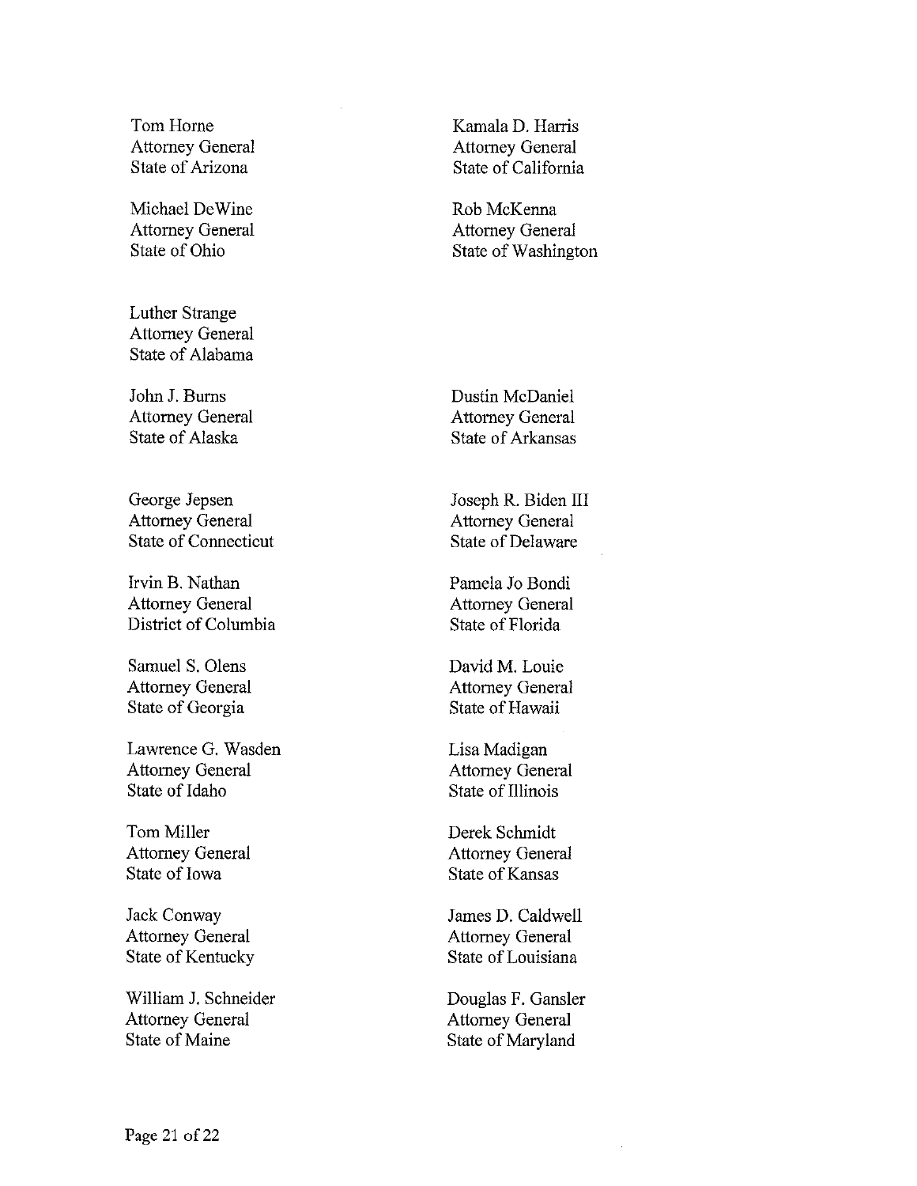Tom Horne
Attorney General
State of Arizona

Kamala D. Harris
Attorney General
State of California

Michael DeWine
Attorney General
State of Ohio

Rob McKenna
Attorney General
State of Washington

Luther Strange
Attorney General
State of Alabama

John J. Burns
Attorney General
State of Alaska

Dustin McDaniel
Attorney General
State of Arkansas

George Jepsen
Attorney General
State of Connecticut

Joseph R. Biden III
Attorney General
State of Delaware

Irvin B. Nathan
Attorney General
District of Columbia

Pamela Jo Bondi
Attorney General
State of Florida

Samuel S. Olens
Attorney General
State of Georgia

David M. Louie
Attorney General
State of Hawaii

Lawrence G. Wasden
Attorney General
State of Idaho

Lisa Madigan
Attorney General
State of Illinois

Tom Miller
Attorney General
State of Iowa

Derek Schmidt
Attorney General
State of Kansas

Jack Conway
Attorney General
State of Kentucky

James D. Caldwell
Attorney General
State of Louisiana

William J. Schneider
Attorney General
State of Maine

Douglas F. Gansler
Attorney General
State of Maryland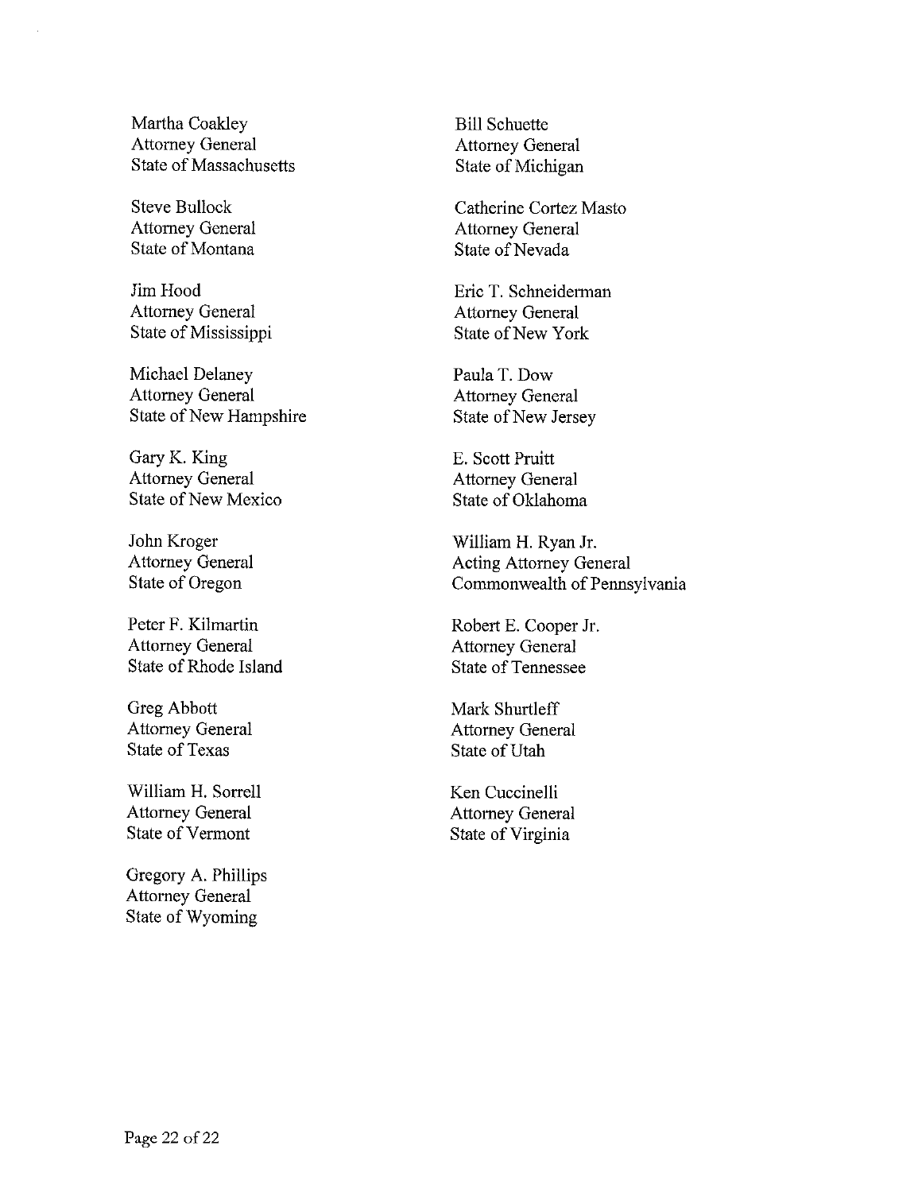Martha Coakley
Attorney General
State of Massachusetts

Bill Schuette
Attorney General
State of Michigan

Steve Bullock
Attorney General
State of Montana

Catherine Cortez Masto
Attorney General
State of Nevada

Jim Hood
Attorney General
State of Mississippi

Eric T. Schneiderman
Attorney General
State of New York

Michael Delaney
Attorney General
State of New Hampshire

Paula T. Dow
Attorney General
State of New Jersey

Gary K. King
Attorney General
State of New Mexico

E. Scott Pruitt
Attorney General
State of Oklahoma

John Kroger
Attorney General
State of Oregon

William H. Ryan Jr.
Acting Attorney General
Commonwealth of Pennsylvania

Peter F. Kilmartin
Attorney General
State of Rhode Island

Robert E. Cooper Jr.
Attorney General
State of Tennessee

Greg Abbott
Attorney General
State of Texas

Mark Shurtleff
Attorney General
State of Utah

William H. Sorrell
Attorney General
State of Vermont

Ken Cuccinelli
Attorney General
State of Virginia

Gregory A. Phillips
Attorney General
State of Wyoming